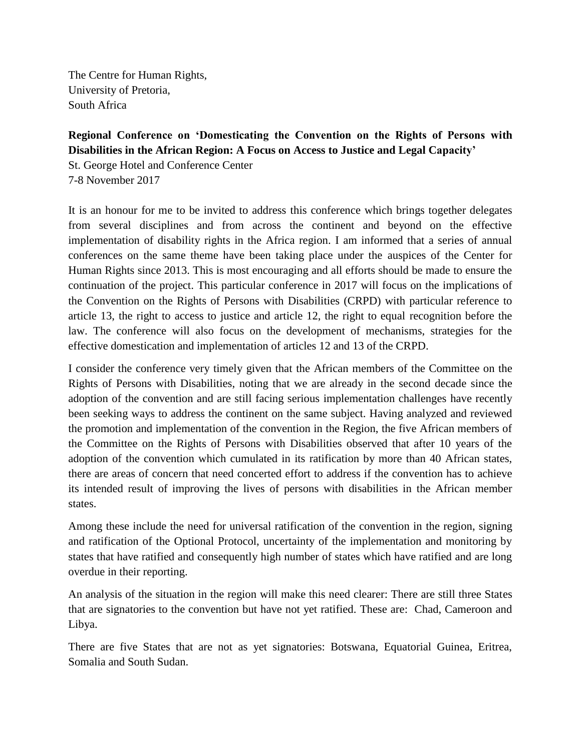The Centre for Human Rights,
University of Pretoria,
South Africa

**Regional Conference on 'Domesticating the Convention on the Rights of Persons with Disabilities in the African Region: A Focus on Access to Justice and Legal Capacity'**
St. George Hotel and Conference Center
7-8 November 2017

It is an honour for me to be invited to address this conference which brings together delegates from several disciplines and from across the continent and beyond on the effective implementation of disability rights in the Africa region. I am informed that a series of annual conferences on the same theme have been taking place under the auspices of the Center for Human Rights since 2013. This is most encouraging and all efforts should be made to ensure the continuation of the project. This particular conference in 2017 will focus on the implications of the Convention on the Rights of Persons with Disabilities (CRPD) with particular reference to article 13, the right to access to justice and article 12, the right to equal recognition before the law. The conference will also focus on the development of mechanisms, strategies for the effective domestication and implementation of articles 12 and 13 of the CRPD.

I consider the conference very timely given that the African members of the Committee on the Rights of Persons with Disabilities, noting that we are already in the second decade since the adoption of the convention and are still facing serious implementation challenges have recently been seeking ways to address the continent on the same subject. Having analyzed and reviewed the promotion and implementation of the convention in the Region, the five African members of the Committee on the Rights of Persons with Disabilities observed that after 10 years of the adoption of the convention which cumulated in its ratification by more than 40 African states, there are areas of concern that need concerted effort to address if the convention has to achieve its intended result of improving the lives of persons with disabilities in the African member states.

Among these include the need for universal ratification of the convention in the region, signing and ratification of the Optional Protocol, uncertainty of the implementation and monitoring by states that have ratified and consequently high number of states which have ratified and are long overdue in their reporting.

An analysis of the situation in the region will make this need clearer: There are still three States that are signatories to the convention but have not yet ratified. These are: Chad, Cameroon and Libya.

There are five States that are not as yet signatories: Botswana, Equatorial Guinea, Eritrea, Somalia and South Sudan.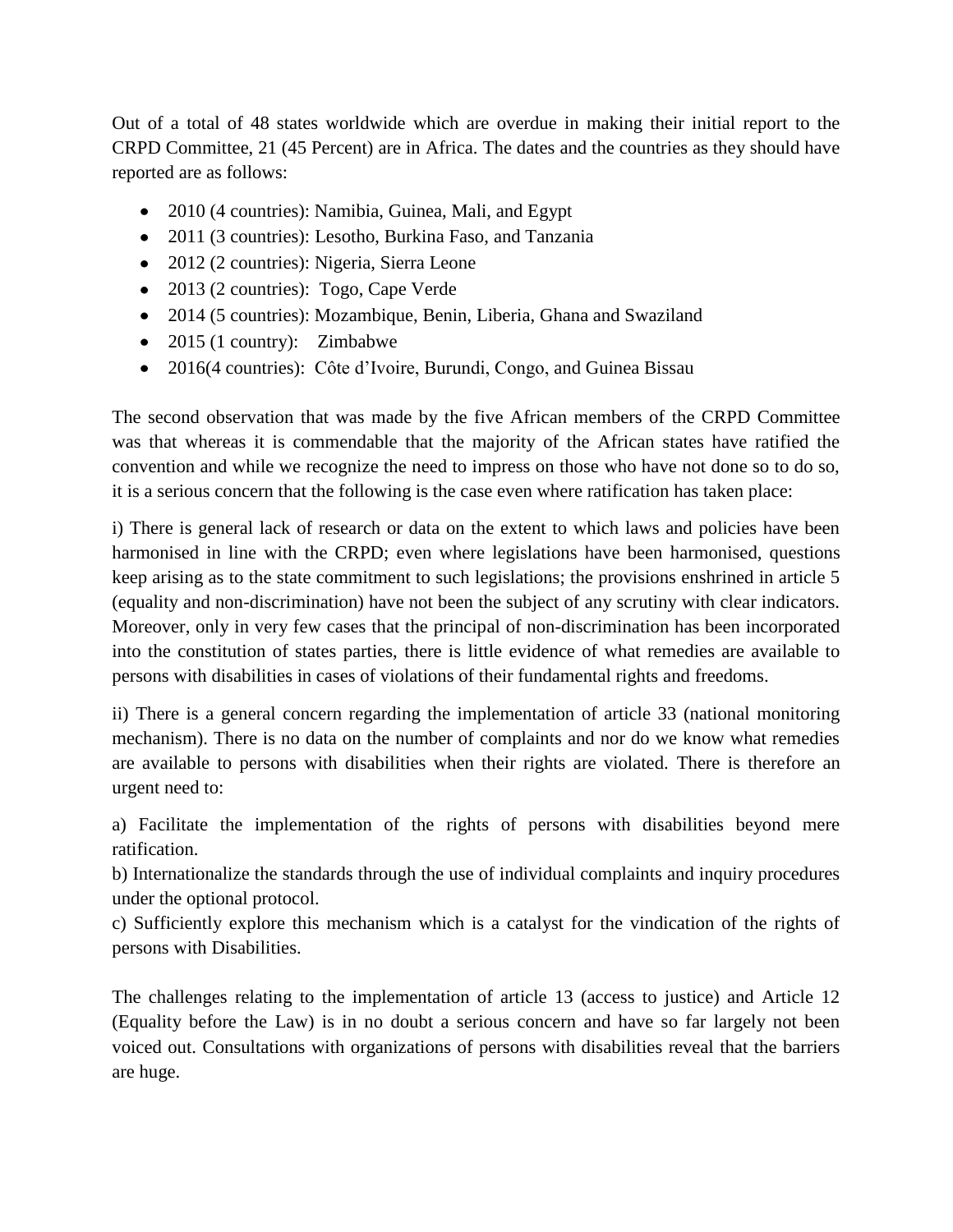Out of a total of 48 states worldwide which are overdue in making their initial report to the CRPD Committee, 21 (45 Percent) are in Africa. The dates and the countries as they should have reported are as follows:

- 2010 (4 countries): Namibia, Guinea, Mali, and Egypt
- 2011 (3 countries): Lesotho, Burkina Faso, and Tanzania
- 2012 (2 countries): Nigeria, Sierra Leone
- 2013 (2 countries): Togo, Cape Verde
- 2014 (5 countries): Mozambique, Benin, Liberia, Ghana and Swaziland
- 2015 (1 country): Zimbabwe
- 2016(4 countries): Côte d'Ivoire, Burundi, Congo, and Guinea Bissau

The second observation that was made by the five African members of the CRPD Committee was that whereas it is commendable that the majority of the African states have ratified the convention and while we recognize the need to impress on those who have not done so to do so, it is a serious concern that the following is the case even where ratification has taken place:

i) There is general lack of research or data on the extent to which laws and policies have been harmonised in line with the CRPD; even where legislations have been harmonised, questions keep arising as to the state commitment to such legislations; the provisions enshrined in article 5 (equality and non-discrimination) have not been the subject of any scrutiny with clear indicators. Moreover, only in very few cases that the principal of non-discrimination has been incorporated into the constitution of states parties, there is little evidence of what remedies are available to persons with disabilities in cases of violations of their fundamental rights and freedoms.

ii) There is a general concern regarding the implementation of article 33 (national monitoring mechanism). There is no data on the number of complaints and nor do we know what remedies are available to persons with disabilities when their rights are violated. There is therefore an urgent need to:

a) Facilitate the implementation of the rights of persons with disabilities beyond mere ratification.
b) Internationalize the standards through the use of individual complaints and inquiry procedures under the optional protocol.
c) Sufficiently explore this mechanism which is a catalyst for the vindication of the rights of persons with Disabilities.

The challenges relating to the implementation of article 13 (access to justice) and Article 12 (Equality before the Law) is in no doubt a serious concern and have so far largely not been voiced out. Consultations with organizations of persons with disabilities reveal that the barriers are huge.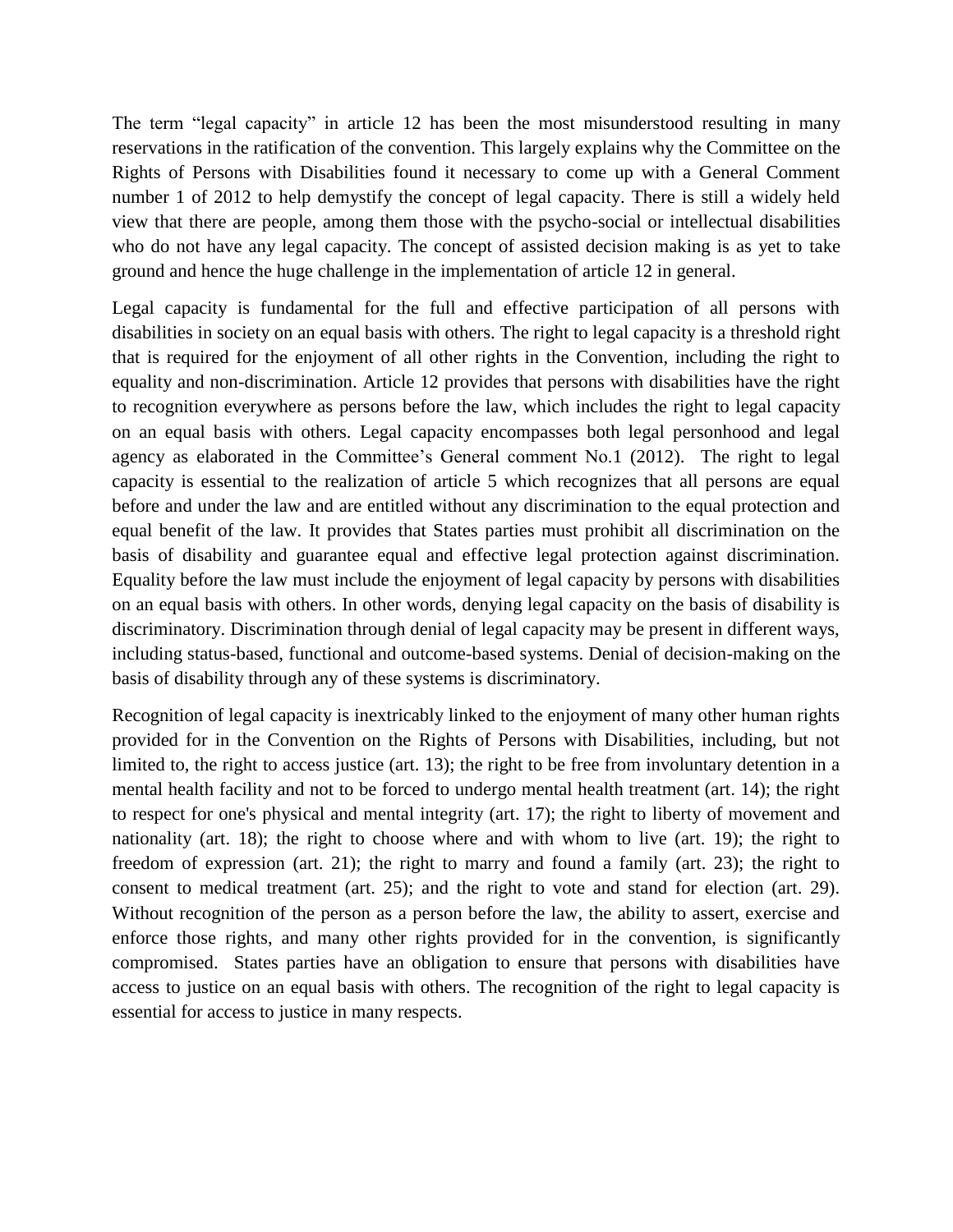The term "legal capacity" in article 12 has been the most misunderstood resulting in many reservations in the ratification of the convention. This largely explains why the Committee on the Rights of Persons with Disabilities found it necessary to come up with a General Comment number 1 of 2012 to help demystify the concept of legal capacity. There is still a widely held view that there are people, among them those with the psycho-social or intellectual disabilities who do not have any legal capacity. The concept of assisted decision making is as yet to take ground and hence the huge challenge in the implementation of article 12 in general.

Legal capacity is fundamental for the full and effective participation of all persons with disabilities in society on an equal basis with others. The right to legal capacity is a threshold right that is required for the enjoyment of all other rights in the Convention, including the right to equality and non-discrimination. Article 12 provides that persons with disabilities have the right to recognition everywhere as persons before the law, which includes the right to legal capacity on an equal basis with others. Legal capacity encompasses both legal personhood and legal agency as elaborated in the Committee's General comment No.1 (2012). The right to legal capacity is essential to the realization of article 5 which recognizes that all persons are equal before and under the law and are entitled without any discrimination to the equal protection and equal benefit of the law. It provides that States parties must prohibit all discrimination on the basis of disability and guarantee equal and effective legal protection against discrimination. Equality before the law must include the enjoyment of legal capacity by persons with disabilities on an equal basis with others. In other words, denying legal capacity on the basis of disability is discriminatory. Discrimination through denial of legal capacity may be present in different ways, including status-based, functional and outcome-based systems. Denial of decision-making on the basis of disability through any of these systems is discriminatory.

Recognition of legal capacity is inextricably linked to the enjoyment of many other human rights provided for in the Convention on the Rights of Persons with Disabilities, including, but not limited to, the right to access justice (art. 13); the right to be free from involuntary detention in a mental health facility and not to be forced to undergo mental health treatment (art. 14); the right to respect for one's physical and mental integrity (art. 17); the right to liberty of movement and nationality (art. 18); the right to choose where and with whom to live (art. 19); the right to freedom of expression (art. 21); the right to marry and found a family (art. 23); the right to consent to medical treatment (art. 25); and the right to vote and stand for election (art. 29). Without recognition of the person as a person before the law, the ability to assert, exercise and enforce those rights, and many other rights provided for in the convention, is significantly compromised. States parties have an obligation to ensure that persons with disabilities have access to justice on an equal basis with others. The recognition of the right to legal capacity is essential for access to justice in many respects.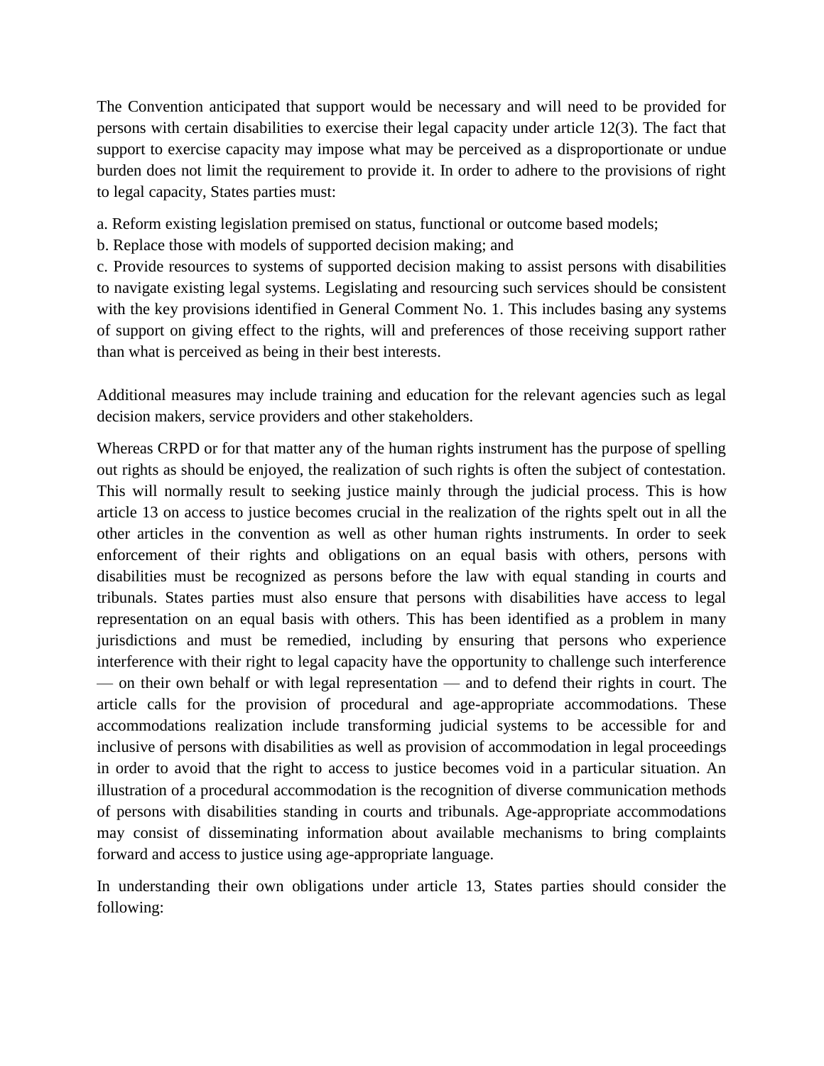The Convention anticipated that support would be necessary and will need to be provided for persons with certain disabilities to exercise their legal capacity under article 12(3). The fact that support to exercise capacity may impose what may be perceived as a disproportionate or undue burden does not limit the requirement to provide it. In order to adhere to the provisions of right to legal capacity, States parties must:

a. Reform existing legislation premised on status, functional or outcome based models;
b. Replace those with models of supported decision making; and
c. Provide resources to systems of supported decision making to assist persons with disabilities to navigate existing legal systems. Legislating and resourcing such services should be consistent with the key provisions identified in General Comment No. 1. This includes basing any systems of support on giving effect to the rights, will and preferences of those receiving support rather than what is perceived as being in their best interests.

Additional measures may include training and education for the relevant agencies such as legal decision makers, service providers and other stakeholders.

Whereas CRPD or for that matter any of the human rights instrument has the purpose of spelling out rights as should be enjoyed, the realization of such rights is often the subject of contestation. This will normally result to seeking justice mainly through the judicial process. This is how article 13 on access to justice becomes crucial in the realization of the rights spelt out in all the other articles in the convention as well as other human rights instruments. In order to seek enforcement of their rights and obligations on an equal basis with others, persons with disabilities must be recognized as persons before the law with equal standing in courts and tribunals. States parties must also ensure that persons with disabilities have access to legal representation on an equal basis with others. This has been identified as a problem in many jurisdictions and must be remedied, including by ensuring that persons who experience interference with their right to legal capacity have the opportunity to challenge such interference — on their own behalf or with legal representation — and to defend their rights in court. The article calls for the provision of procedural and age-appropriate accommodations. These accommodations realization include transforming judicial systems to be accessible for and inclusive of persons with disabilities as well as provision of accommodation in legal proceedings in order to avoid that the right to access to justice becomes void in a particular situation. An illustration of a procedural accommodation is the recognition of diverse communication methods of persons with disabilities standing in courts and tribunals. Age-appropriate accommodations may consist of disseminating information about available mechanisms to bring complaints forward and access to justice using age-appropriate language.

In understanding their own obligations under article 13, States parties should consider the following: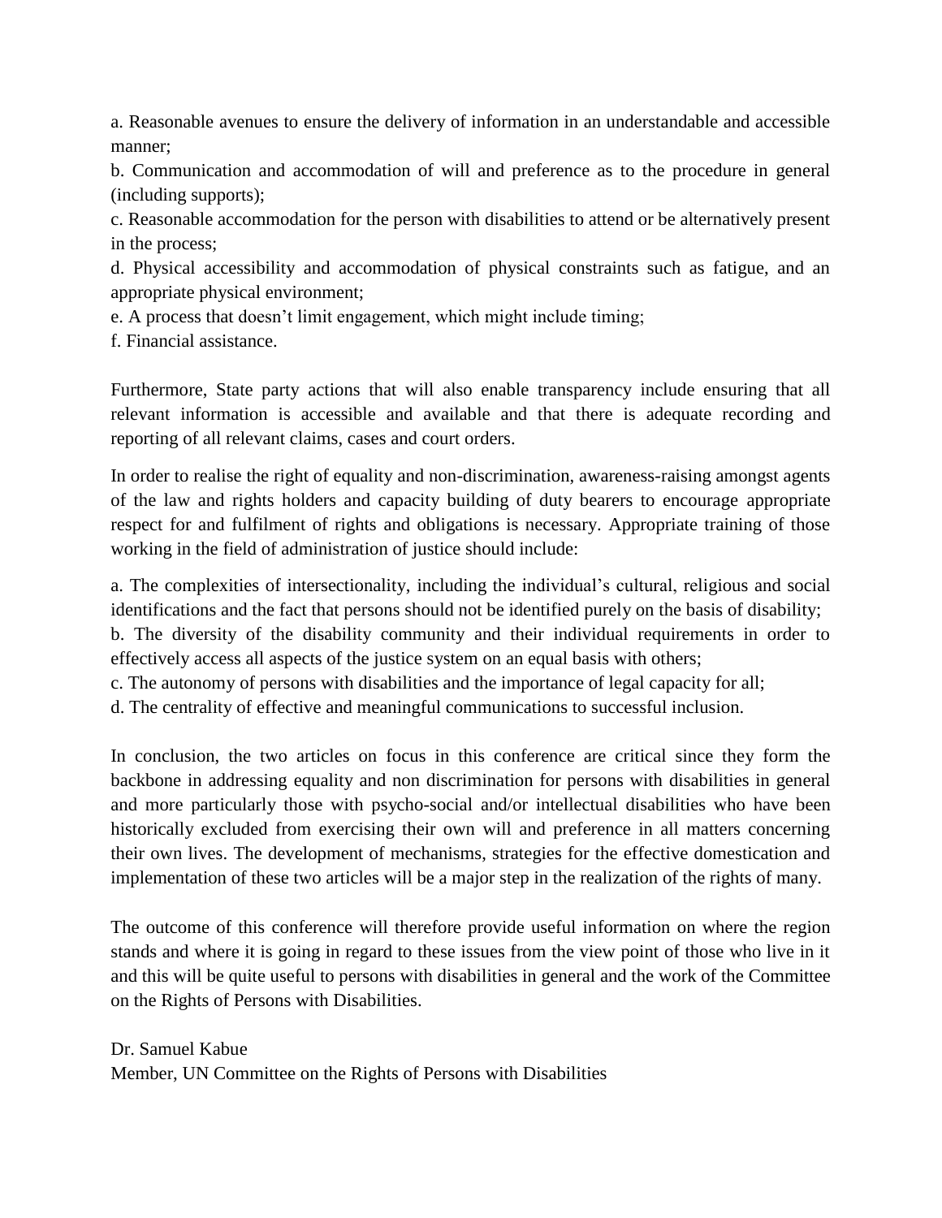a. Reasonable avenues to ensure the delivery of information in an understandable and accessible manner;

b. Communication and accommodation of will and preference as to the procedure in general (including supports);

c. Reasonable accommodation for the person with disabilities to attend or be alternatively present in the process;

d. Physical accessibility and accommodation of physical constraints such as fatigue, and an appropriate physical environment;

e. A process that doesn't limit engagement, which might include timing;

f. Financial assistance.

Furthermore, State party actions that will also enable transparency include ensuring that all relevant information is accessible and available and that there is adequate recording and reporting of all relevant claims, cases and court orders.

In order to realise the right of equality and non-discrimination, awareness-raising amongst agents of the law and rights holders and capacity building of duty bearers to encourage appropriate respect for and fulfilment of rights and obligations is necessary. Appropriate training of those working in the field of administration of justice should include:

a. The complexities of intersectionality, including the individual's cultural, religious and social identifications and the fact that persons should not be identified purely on the basis of disability;

b. The diversity of the disability community and their individual requirements in order to effectively access all aspects of the justice system on an equal basis with others;

c. The autonomy of persons with disabilities and the importance of legal capacity for all;

d. The centrality of effective and meaningful communications to successful inclusion.

In conclusion, the two articles on focus in this conference are critical since they form the backbone in addressing equality and non discrimination for persons with disabilities in general and more particularly those with psycho-social and/or intellectual disabilities who have been historically excluded from exercising their own will and preference in all matters concerning their own lives. The development of mechanisms, strategies for the effective domestication and implementation of these two articles will be a major step in the realization of the rights of many.

The outcome of this conference will therefore provide useful information on where the region stands and where it is going in regard to these issues from the view point of those who live in it and this will be quite useful to persons with disabilities in general and the work of the Committee on the Rights of Persons with Disabilities.

Dr. Samuel Kabue
Member, UN Committee on the Rights of Persons with Disabilities